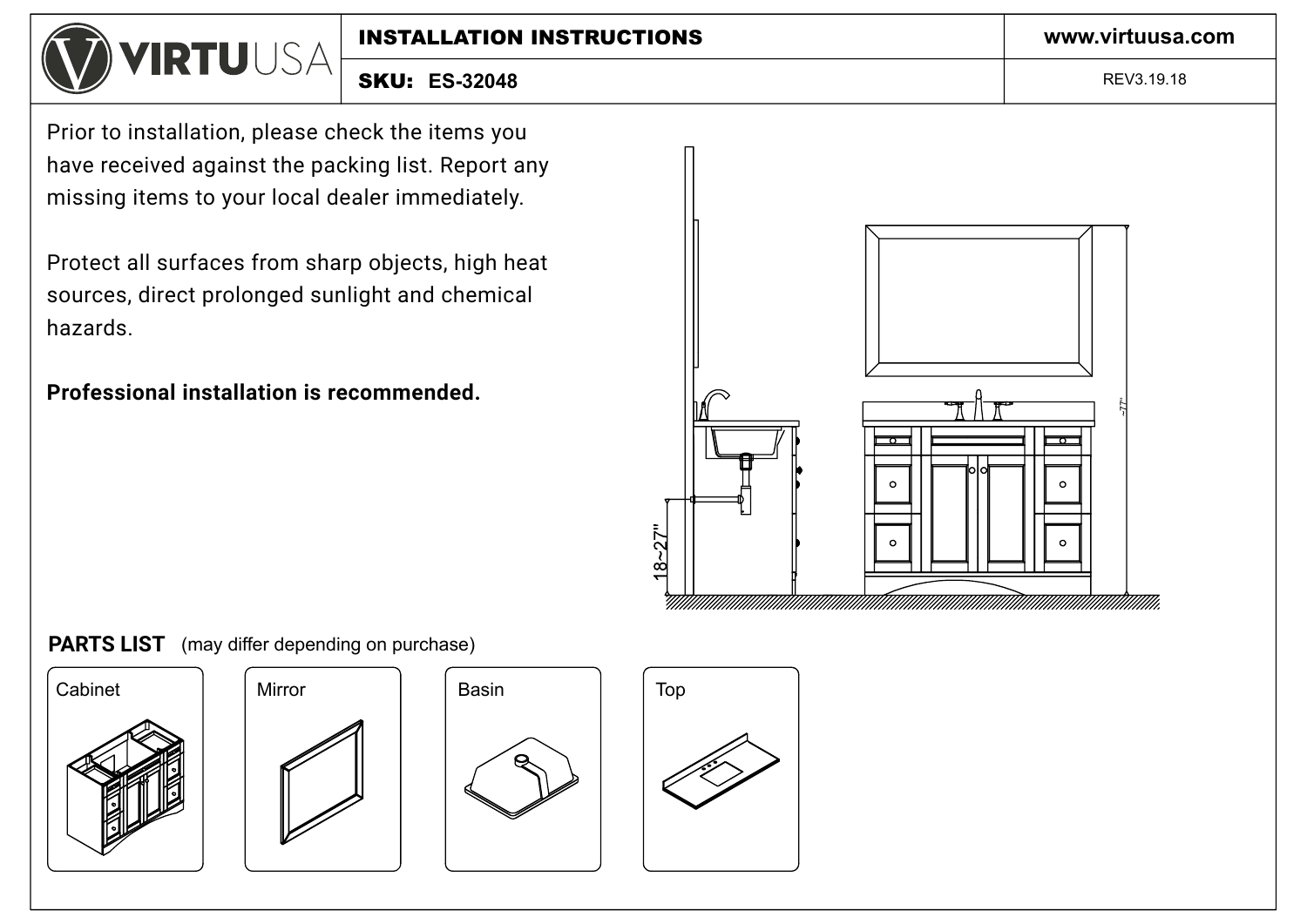# INSTALLATION INSTRUCTIONS

**SKU: ES-32048**

www.virtuusa.com

REV3.19.18

Prior to installation, please check the items you have received against the packing list. Report any missing items to your local dealer immediately.

Protect all surfaces from sharp objects, high heat sources, direct prolonged sunlight and chemical hazards.

**Professional installation is recommended.**

18~27"

~77"

**PARTS LIST** (may differ depending on purchase)

Cabinet

Mirror

Basin

Top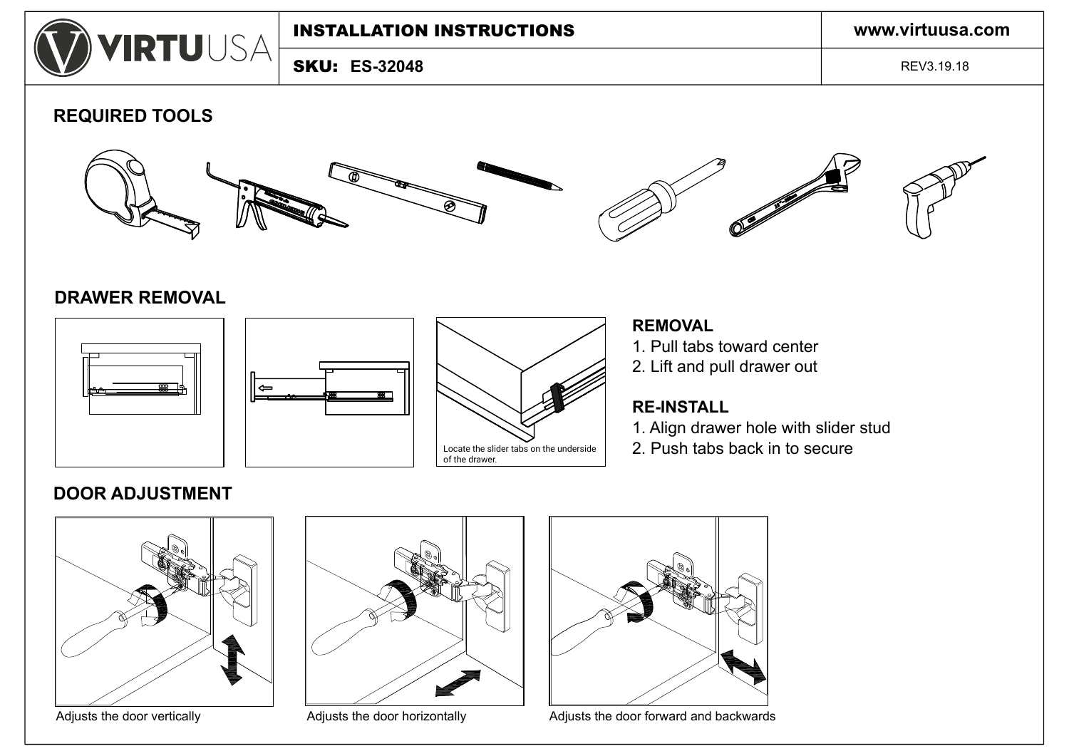# INSTALLATION INSTRUCTIONS

**SKU: ES-32048**

www.virtuusa.com

REV3.19.18

## REQUIRED TOOLS

## DRAWER REMOVAL

Locate the slider tabs on the underside of the drawer.

### REMOVAL

1. Pull tabs toward center
2. Lift and pull drawer out

### RE-INSTALL

1. Align drawer hole with slider stud
2. Push tabs back in to secure

## DOOR ADJUSTMENT

Adjusts the door vertically

Adjusts the door horizontally

Adjusts the door forward and backwards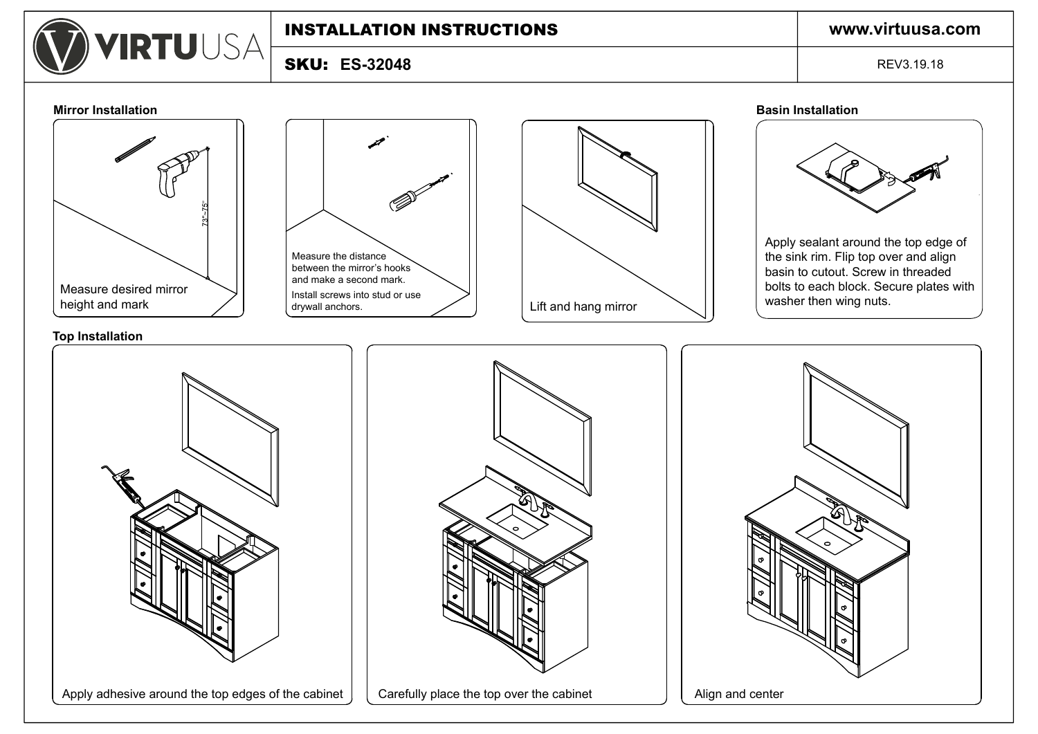# INSTALLATION INSTRUCTIONS

**SKU: ES-32048**

www.virtuusa.com

REV3.19.18

## Mirror Installation

73"~75"

Measure desired mirror height and mark

Measure the distance between the mirror's hooks and make a second mark.

Install screws into stud or use drywall anchors.

Lift and hang mirror

## Basin Installation

Apply sealant around the top edge of the sink rim. Flip top over and align basin to cutout. Screw in threaded bolts to each block. Secure plates with washer then wing nuts.

## Top Installation

Apply adhesive around the top edges of the cabinet

Carefully place the top over the cabinet

Align and center